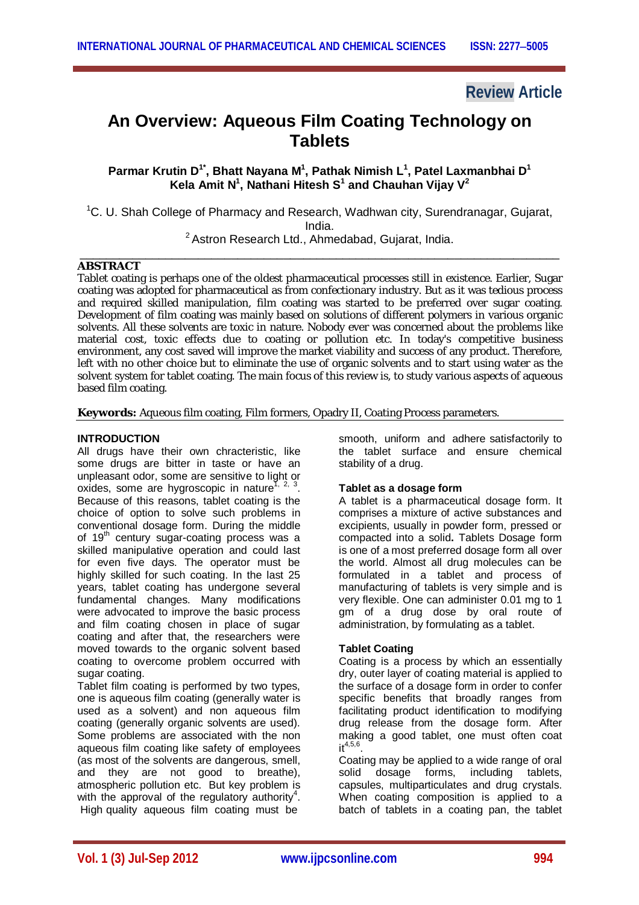Review Article

# An Overview: Aqueous Film Coating Technology on Tablets

**Parmar Krutin D[1*], Bhatt Nayana M[1], Pathak Nimish L[1], Patel Laxmanbhai D[1] Kela Amit N[1], Nathani Hitesh S[1] and Chauhan Vijay V[2]**

[1]C. U. Shah College of Pharmacy and Research, Wadhwan city, Surendranagar, Gujarat, India.

[2] Astron Research Ltd., Ahmedabad, Gujarat, India.

## ABSTRACT

Tablet coating is perhaps one of the oldest pharmaceutical processes still in existence. Earlier, Sugar coating was adopted for pharmaceutical as from confectionary industry. But as it was tedious process and required skilled manipulation, film coating was started to be preferred over sugar coating. Development of film coating was mainly based on solutions of different polymers in various organic solvents. All these solvents are toxic in nature. Nobody ever was concerned about the problems like material cost, toxic effects due to coating or pollution etc. In today's competitive business environment, any cost saved will improve the market viability and success of any product. Therefore, left with no other choice but to eliminate the use of organic solvents and to start using water as the solvent system for tablet coating. The main focus of this review is, to study various aspects of aqueous based film coating.

**Keywords:** Aqueous film coating, Film formers, Opadry II, Coating Process parameters.

## INTRODUCTION

All drugs have their own chracteristic, like some drugs are bitter in taste or have an unpleasant odor, some are sensitive to light or oxides, some are hygroscopic in nature[1, 2, 3]. Because of this reasons, tablet coating is the choice of option to solve such problems in conventional dosage form. During the middle of 19th century sugar-coating process was a skilled manipulative operation and could last for even five days. The operator must be highly skilled for such coating. In the last 25 years, tablet coating has undergone several fundamental changes. Many modifications were advocated to improve the basic process and film coating chosen in place of sugar coating and after that, the researchers were moved towards to the organic solvent based coating to overcome problem occurred with sugar coating.

Tablet film coating is performed by two types, one is aqueous film coating (generally water is used as a solvent) and non aqueous film coating (generally organic solvents are used). Some problems are associated with the non aqueous film coating like safety of employees (as most of the solvents are dangerous, smell, and they are not good to breathe), atmospheric pollution etc. But key problem is with the approval of the regulatory authority[4]. High quality aqueous film coating must be smooth, uniform and adhere satisfactorily to the tablet surface and ensure chemical stability of a drug.

### Tablet as a dosage form

A tablet is a pharmaceutical dosage form. It comprises a mixture of active substances and excipients, usually in powder form, pressed or compacted into a solid**.** Tablets Dosage form is one of a most preferred dosage form all over the world. Almost all drug molecules can be formulated in a tablet and process of manufacturing of tablets is very simple and is very flexible. One can administer 0.01 mg to 1 gm of a drug dose by oral route of administration, by formulating as a tablet.

### Tablet Coating

Coating is a process by which an essentially dry, outer layer of coating material is applied to the surface of a dosage form in order to confer specific benefits that broadly ranges from facilitating product identification to modifying drug release from the dosage form. After making a good tablet, one must often coat it[4,5,6].

Coating may be applied to a wide range of oral solid dosage forms, including tablets, capsules, multiparticulates and drug crystals. When coating composition is applied to a batch of tablets in a coating pan, the tablet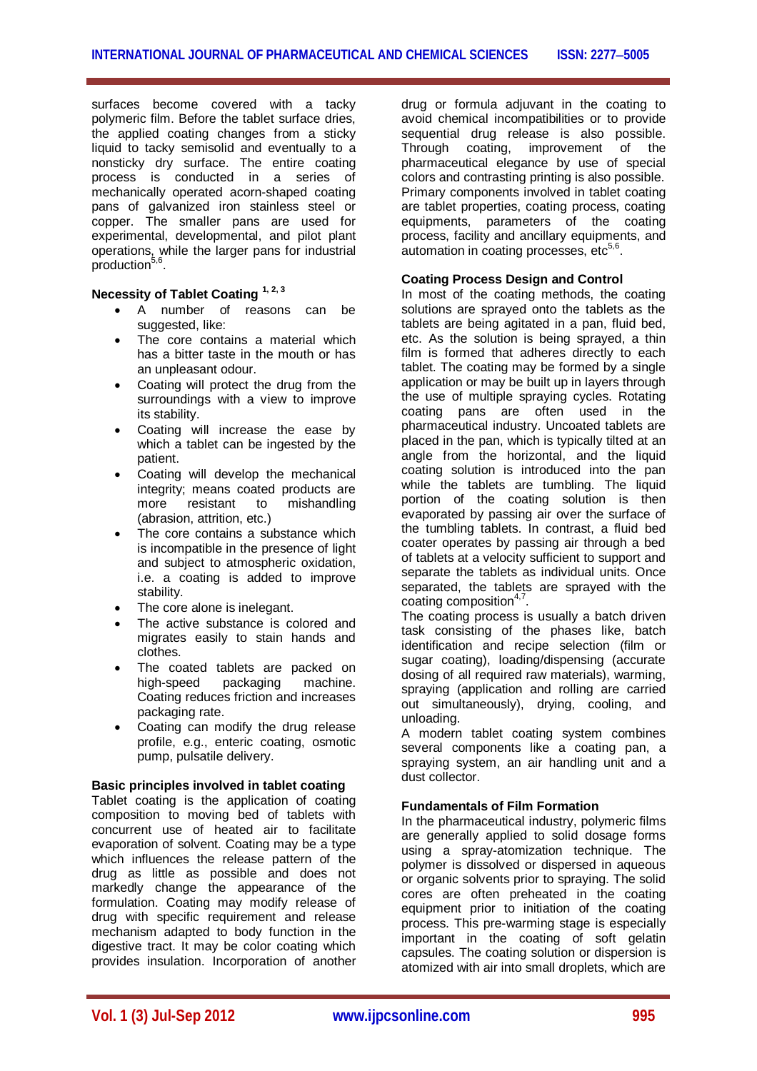surfaces become covered with a tacky polymeric film. Before the tablet surface dries, the applied coating changes from a sticky liquid to tacky semisolid and eventually to a nonsticky dry surface. The entire coating process is conducted in a series of mechanically operated acorn-shaped coating pans of galvanized iron stainless steel or copper. The smaller pans are used for experimental, developmental, and pilot plant operations, while the larger pans for industrial production[5,6].

### Necessity of Tablet Coating [1, 2, 3]

- A number of reasons can be suggested, like:
- The core contains a material which has a bitter taste in the mouth or has an unpleasant odour.
- Coating will protect the drug from the surroundings with a view to improve its stability.
- Coating will increase the ease by which a tablet can be ingested by the patient.
- Coating will develop the mechanical integrity; means coated products are more resistant to mishandling (abrasion, attrition, etc.)
- The core contains a substance which is incompatible in the presence of light and subject to atmospheric oxidation, i.e. a coating is added to improve stability.
- The core alone is inelegant.
- The active substance is colored and migrates easily to stain hands and clothes.
- The coated tablets are packed on high-speed packaging machine. Coating reduces friction and increases packaging rate.
- Coating can modify the drug release profile, e.g., enteric coating, osmotic pump, pulsatile delivery.

### Basic principles involved in tablet coating

Tablet coating is the application of coating composition to moving bed of tablets with concurrent use of heated air to facilitate evaporation of solvent. Coating may be a type which influences the release pattern of the drug as little as possible and does not markedly change the appearance of the formulation. Coating may modify release of drug with specific requirement and release mechanism adapted to body function in the digestive tract. It may be color coating which provides insulation. Incorporation of another drug or formula adjuvant in the coating to avoid chemical incompatibilities or to provide sequential drug release is also possible. Through coating, improvement of the pharmaceutical elegance by use of special colors and contrasting printing is also possible. Primary components involved in tablet coating are tablet properties, coating process, coating equipments, parameters of the coating process, facility and ancillary equipments, and automation in coating processes, etc[5,6].

### Coating Process Design and Control

In most of the coating methods, the coating solutions are sprayed onto the tablets as the tablets are being agitated in a pan, fluid bed, etc. As the solution is being sprayed, a thin film is formed that adheres directly to each tablet. The coating may be formed by a single application or may be built up in layers through the use of multiple spraying cycles. Rotating coating pans are often used in the pharmaceutical industry. Uncoated tablets are placed in the pan, which is typically tilted at an angle from the horizontal, and the liquid coating solution is introduced into the pan while the tablets are tumbling. The liquid portion of the coating solution is then evaporated by passing air over the surface of the tumbling tablets. In contrast, a fluid bed coater operates by passing air through a bed of tablets at a velocity sufficient to support and separate the tablets as individual units. Once separated, the tablets are sprayed with the coating composition[4,7].

The coating process is usually a batch driven task consisting of the phases like, batch identification and recipe selection (film or sugar coating), loading/dispensing (accurate dosing of all required raw materials), warming, spraying (application and rolling are carried out simultaneously), drying, cooling, and unloading.

A modern tablet coating system combines several components like a coating pan, a spraying system, an air handling unit and a dust collector.

### Fundamentals of Film Formation

In the pharmaceutical industry, polymeric films are generally applied to solid dosage forms using a spray-atomization technique. The polymer is dissolved or dispersed in aqueous or organic solvents prior to spraying. The solid cores are often preheated in the coating equipment prior to initiation of the coating process. This pre-warming stage is especially important in the coating of soft gelatin capsules. The coating solution or dispersion is atomized with air into small droplets, which are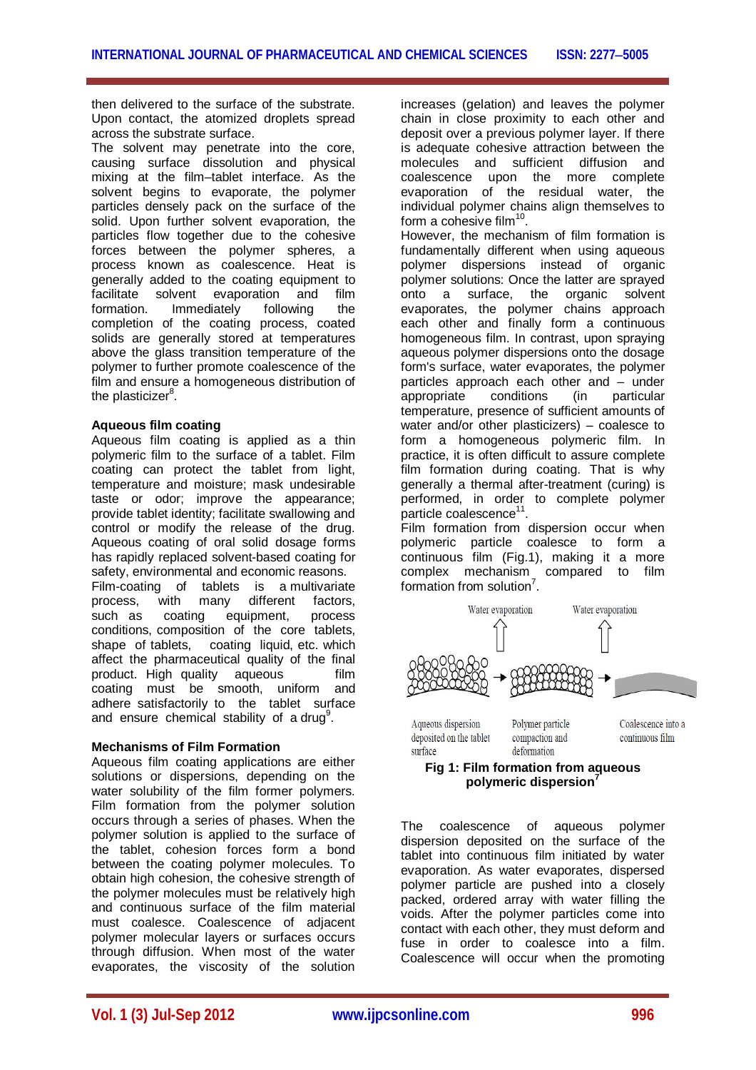then delivered to the surface of the substrate. Upon contact, the atomized droplets spread across the substrate surface.

The solvent may penetrate into the core, causing surface dissolution and physical mixing at the film–tablet interface. As the solvent begins to evaporate, the polymer particles densely pack on the surface of the solid. Upon further solvent evaporation, the particles flow together due to the cohesive forces between the polymer spheres, a process known as coalescence. Heat is generally added to the coating equipment to facilitate solvent evaporation and film formation. Immediately following the completion of the coating process, coated solids are generally stored at temperatures above the glass transition temperature of the polymer to further promote coalescence of the film and ensure a homogeneous distribution of the plasticizer[8].

## Aqueous film coating

Aqueous film coating is applied as a thin polymeric film to the surface of a tablet. Film coating can protect the tablet from light, temperature and moisture; mask undesirable taste or odor; improve the appearance; provide tablet identity; facilitate swallowing and control or modify the release of the drug. Aqueous coating of oral solid dosage forms has rapidly replaced solvent-based coating for safety, environmental and economic reasons.

Film-coating of tablets is a multivariate process, with many different factors, such as coating equipment, process conditions, composition of the core tablets, shape of tablets, coating liquid, etc. which affect the pharmaceutical quality of the final product. High quality aqueous film coating must be smooth, uniform and adhere satisfactorily to the tablet surface and ensure chemical stability of a drug[9].

## Mechanisms of Film Formation

Aqueous film coating applications are either solutions or dispersions, depending on the water solubility of the film former polymers. Film formation from the polymer solution occurs through a series of phases. When the polymer solution is applied to the surface of the tablet, cohesion forces form a bond between the coating polymer molecules. To obtain high cohesion, the cohesive strength of the polymer molecules must be relatively high and continuous surface of the film material must coalesce. Coalescence of adjacent polymer molecular layers or surfaces occurs through diffusion. When most of the water evaporates, the viscosity of the solution increases (gelation) and leaves the polymer chain in close proximity to each other and deposit over a previous polymer layer. If there is adequate cohesive attraction between the molecules and sufficient diffusion and coalescence upon the more complete evaporation of the residual water, the individual polymer chains align themselves to form a cohesive film[10].

However, the mechanism of film formation is fundamentally different when using aqueous polymer dispersions instead of organic polymer solutions: Once the latter are sprayed onto a surface, the organic solvent evaporates, the polymer chains approach each other and finally form a continuous homogeneous film. In contrast, upon spraying aqueous polymer dispersions onto the dosage form's surface, water evaporates, the polymer particles approach each other and – under appropriate conditions (in particular temperature, presence of sufficient amounts of water and/or other plasticizers) – coalesce to form a homogeneous polymeric film. In practice, it is often difficult to assure complete film formation during coating. That is why generally a thermal after-treatment (curing) is performed, in order to complete polymer particle coalescence[11].

Film formation from dispersion occur when polymeric particle coalesce to form a continuous film (Fig.1), making it a more complex mechanism compared to film formation from solution[7].

Water evaporation
Water evaporation
Aqueous dispersion deposited on the tablet surface
Polymer particle compaction and deformation
Coalescence into a continuous film

**Fig 1: Film formation from aqueous polymeric dispersion[7]**

The coalescence of aqueous polymer dispersion deposited on the surface of the tablet into continuous film initiated by water evaporation. As water evaporates, dispersed polymer particle are pushed into a closely packed, ordered array with water filling the voids. After the polymer particles come into contact with each other, they must deform and fuse in order to coalesce into a film. Coalescence will occur when the promoting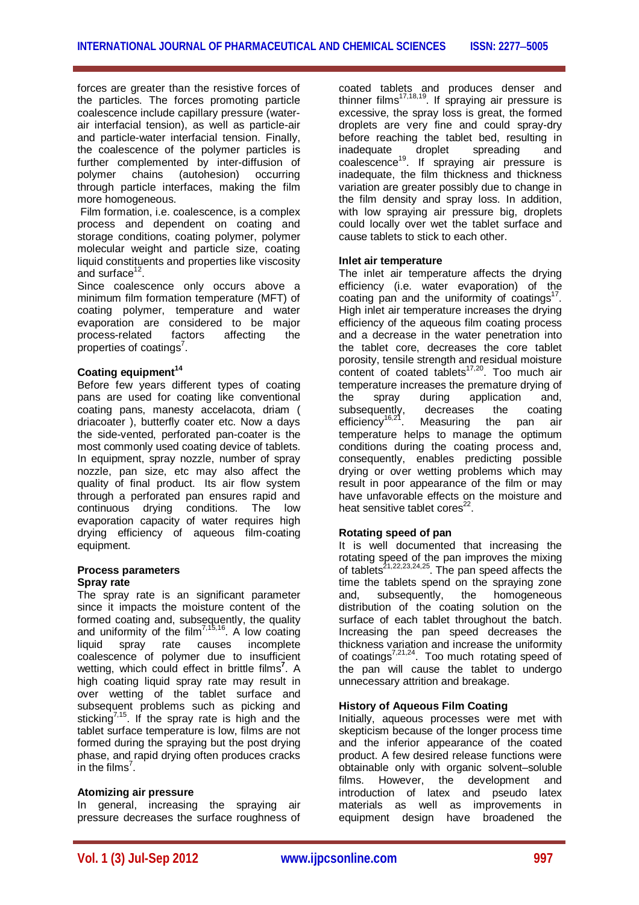forces are greater than the resistive forces of the particles. The forces promoting particle coalescence include capillary pressure (water-air interfacial tension), as well as particle-air and particle-water interfacial tension. Finally, the coalescence of the polymer particles is further complemented by inter-diffusion of polymer chains (autohesion) occurring through particle interfaces, making the film more homogeneous.

Film formation, i.e. coalescence, is a complex process and dependent on coating and storage conditions, coating polymer, polymer molecular weight and particle size, coating liquid constituents and properties like viscosity and surface[12].

Since coalescence only occurs above a minimum film formation temperature (MFT) of coating polymer, temperature and water evaporation are considered to be major process-related factors affecting the properties of coatings[7].

**Coating equipment[14]**

Before few years different types of coating pans are used for coating like conventional coating pans, manesty accelacota, driam ( driacoater ), butterfly coater etc. Now a days the side-vented, perforated pan-coater is the most commonly used coating device of tablets. In equipment, spray nozzle, number of spray nozzle, pan size, etc may also affect the quality of final product. Its air flow system through a perforated pan ensures rapid and continuous drying conditions. The low evaporation capacity of water requires high drying efficiency of aqueous film-coating equipment.

**Process parameters**

**Spray rate**

The spray rate is an significant parameter since it impacts the moisture content of the formed coating and, subsequently, the quality and uniformity of the film[7,15,16]. A low coating liquid spray rate causes incomplete coalescence of polymer due to insufficient wetting, which could effect in brittle films[7]. A high coating liquid spray rate may result in over wetting of the tablet surface and subsequent problems such as picking and sticking[7,15]. If the spray rate is high and the tablet surface temperature is low, films are not formed during the spraying but the post drying phase, and rapid drying often produces cracks in the films[7].

**Atomizing air pressure**

In general, increasing the spraying air pressure decreases the surface roughness of coated tablets and produces denser and thinner films[17,18,19]. If spraying air pressure is excessive, the spray loss is great, the formed droplets are very fine and could spray-dry before reaching the tablet bed, resulting in inadequate droplet spreading and coalescence[19]. If spraying air pressure is inadequate, the film thickness and thickness variation are greater possibly due to change in the film density and spray loss. In addition, with low spraying air pressure big, droplets could locally over wet the tablet surface and cause tablets to stick to each other.

**Inlet air temperature**

The inlet air temperature affects the drying efficiency (i.e. water evaporation) of the coating pan and the uniformity of coatings[17]. High inlet air temperature increases the drying efficiency of the aqueous film coating process and a decrease in the water penetration into the tablet core, decreases the core tablet porosity, tensile strength and residual moisture content of coated tablets[17,20]. Too much air temperature increases the premature drying of the spray during application and, subsequently, decreases the coating efficiency[16,21]. Measuring the pan air temperature helps to manage the optimum conditions during the coating process and, consequently, enables predicting possible drying or over wetting problems which may result in poor appearance of the film or may have unfavorable effects on the moisture and heat sensitive tablet cores[22].

**Rotating speed of pan**

It is well documented that increasing the rotating speed of the pan improves the mixing of tablets[21,22,23,24,25]. The pan speed affects the time the tablets spend on the spraying zone and, subsequently, the homogeneous distribution of the coating solution on the surface of each tablet throughout the batch. Increasing the pan speed decreases the thickness variation and increase the uniformity of coatings[7,21,24]. Too much rotating speed of the pan will cause the tablet to undergo unnecessary attrition and breakage.

**History of Aqueous Film Coating**

Initially, aqueous processes were met with skepticism because of the longer process time and the inferior appearance of the coated product. A few desired release functions were obtainable only with organic solvent–soluble films. However, the development and introduction of latex and pseudo latex materials as well as improvements in equipment design have broadened the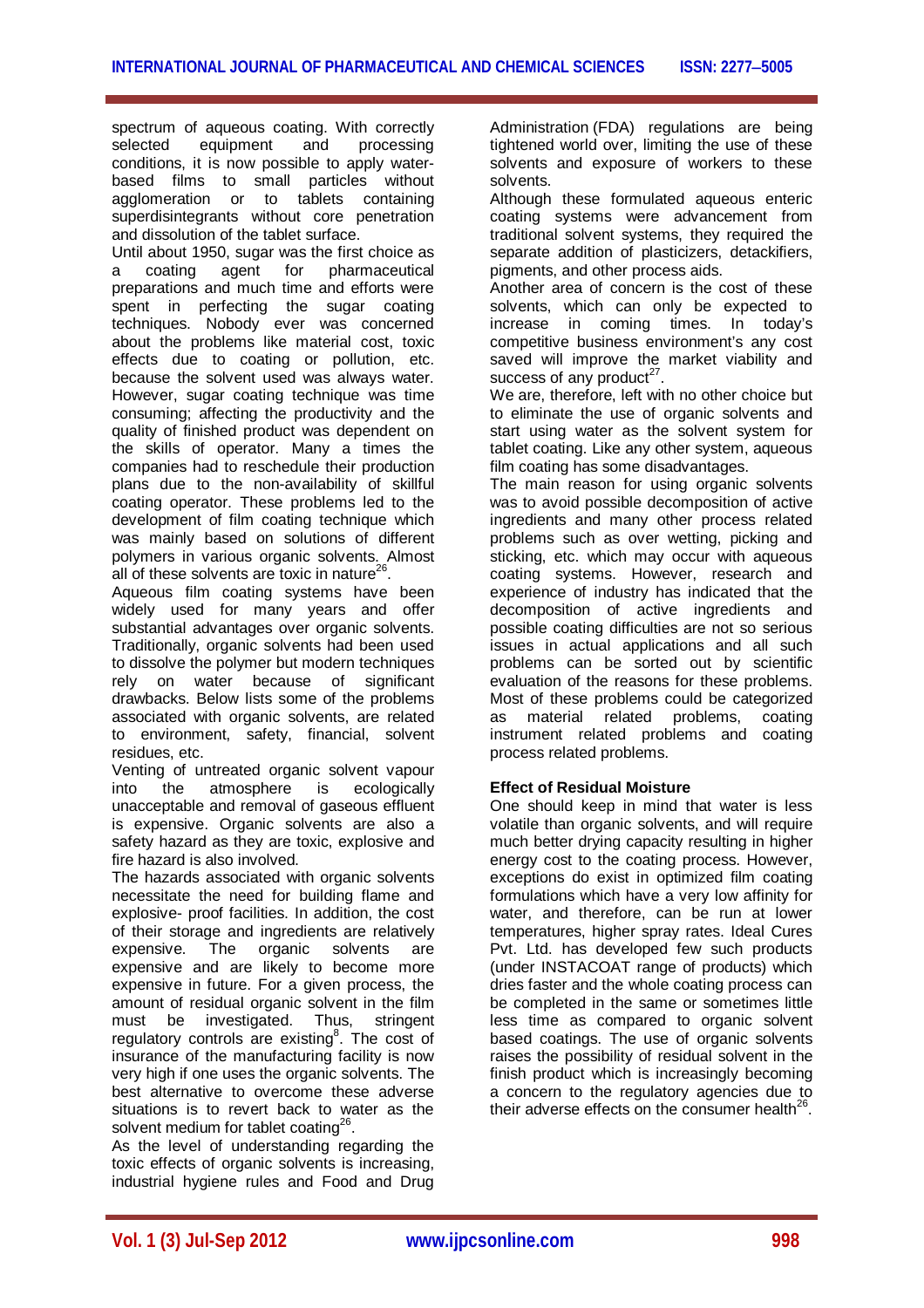spectrum of aqueous coating. With correctly selected equipment and processing conditions, it is now possible to apply water-based films to small particles without agglomeration or to tablets containing superdisintegrants without core penetration and dissolution of the tablet surface.

Until about 1950, sugar was the first choice as a coating agent for pharmaceutical preparations and much time and efforts were spent in perfecting the sugar coating techniques. Nobody ever was concerned about the problems like material cost, toxic effects due to coating or pollution, etc. because the solvent used was always water. However, sugar coating technique was time consuming; affecting the productivity and the quality of finished product was dependent on the skills of operator. Many a times the companies had to reschedule their production plans due to the non-availability of skillful coating operator. These problems led to the development of film coating technique which was mainly based on solutions of different polymers in various organic solvents. Almost all of these solvents are toxic in nature[26].

Aqueous film coating systems have been widely used for many years and offer substantial advantages over organic solvents. Traditionally, organic solvents had been used to dissolve the polymer but modern techniques rely on water because of significant drawbacks. Below lists some of the problems associated with organic solvents, are related to environment, safety, financial, solvent residues, etc.

Venting of untreated organic solvent vapour into the atmosphere is ecologically unacceptable and removal of gaseous effluent is expensive. Organic solvents are also a safety hazard as they are toxic, explosive and fire hazard is also involved.

The hazards associated with organic solvents necessitate the need for building flame and explosive- proof facilities. In addition, the cost of their storage and ingredients are relatively expensive. The organic solvents are expensive and are likely to become more expensive in future. For a given process, the amount of residual organic solvent in the film must be investigated. Thus, stringent regulatory controls are existing[8]. The cost of insurance of the manufacturing facility is now very high if one uses the organic solvents. The best alternative to overcome these adverse situations is to revert back to water as the solvent medium for tablet coating[26].

As the level of understanding regarding the toxic effects of organic solvents is increasing, industrial hygiene rules and Food and Drug Administration (FDA) regulations are being tightened world over, limiting the use of these solvents and exposure of workers to these solvents.

Although these formulated aqueous enteric coating systems were advancement from traditional solvent systems, they required the separate addition of plasticizers, detackifiers, pigments, and other process aids.

Another area of concern is the cost of these solvents, which can only be expected to increase in coming times. In today's competitive business environment's any cost saved will improve the market viability and success of any product[27].

We are, therefore, left with no other choice but to eliminate the use of organic solvents and start using water as the solvent system for tablet coating. Like any other system, aqueous film coating has some disadvantages.

The main reason for using organic solvents was to avoid possible decomposition of active ingredients and many other process related problems such as over wetting, picking and sticking, etc. which may occur with aqueous coating systems. However, research and experience of industry has indicated that the decomposition of active ingredients and possible coating difficulties are not so serious issues in actual applications and all such problems can be sorted out by scientific evaluation of the reasons for these problems. Most of these problems could be categorized as material related problems, coating instrument related problems and coating process related problems.

**Effect of Residual Moisture**

One should keep in mind that water is less volatile than organic solvents, and will require much better drying capacity resulting in higher energy cost to the coating process. However, exceptions do exist in optimized film coating formulations which have a very low affinity for water, and therefore, can be run at lower temperatures, higher spray rates. Ideal Cures Pvt. Ltd. has developed few such products (under INSTACOAT range of products) which dries faster and the whole coating process can be completed in the same or sometimes little less time as compared to organic solvent based coatings. The use of organic solvents raises the possibility of residual solvent in the finish product which is increasingly becoming a concern to the regulatory agencies due to their adverse effects on the consumer health[26].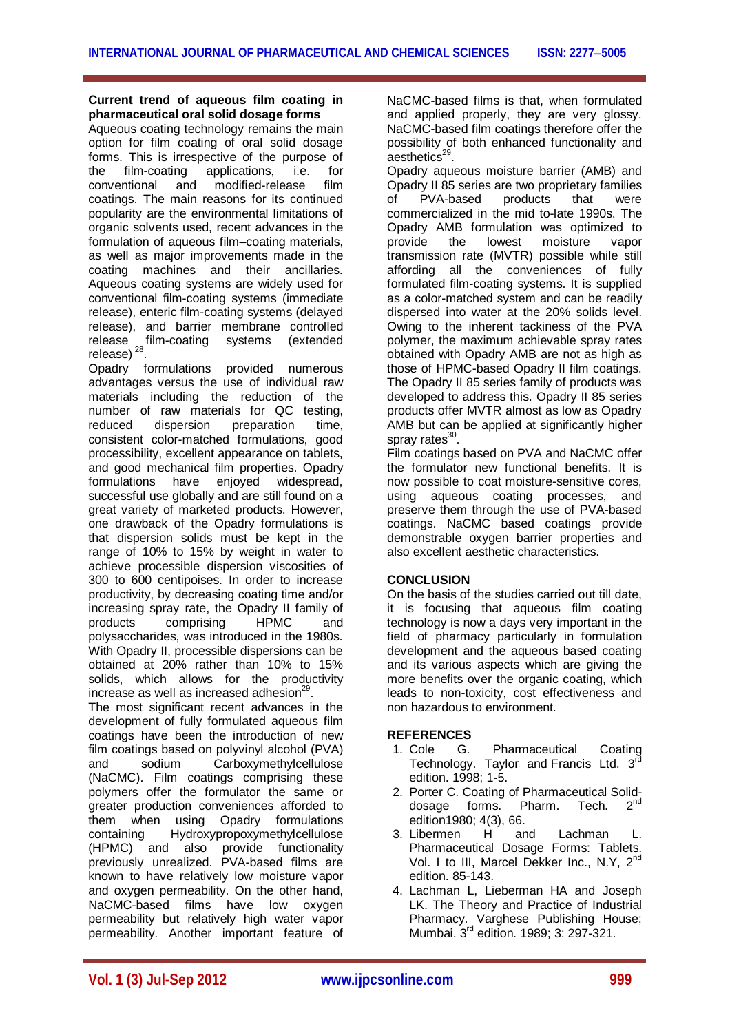### Current trend of aqueous film coating in pharmaceutical oral solid dosage forms

Aqueous coating technology remains the main option for film coating of oral solid dosage forms. This is irrespective of the purpose of the film-coating applications, i.e. for conventional and modified-release film coatings. The main reasons for its continued popularity are the environmental limitations of organic solvents used, recent advances in the formulation of aqueous film–coating materials, as well as major improvements made in the coating machines and their ancillaries. Aqueous coating systems are widely used for conventional film-coating systems (immediate release), enteric film-coating systems (delayed release), and barrier membrane controlled release film-coating systems (extended release) [28].

Opadry formulations provided numerous advantages versus the use of individual raw materials including the reduction of the number of raw materials for QC testing, reduced dispersion preparation time, consistent color-matched formulations, good processibility, excellent appearance on tablets, and good mechanical film properties. Opadry formulations have enjoyed widespread, successful use globally and are still found on a great variety of marketed products. However, one drawback of the Opadry formulations is that dispersion solids must be kept in the range of 10% to 15% by weight in water to achieve processible dispersion viscosities of 300 to 600 centipoises. In order to increase productivity, by decreasing coating time and/or increasing spray rate, the Opadry II family of products comprising HPMC and polysaccharides, was introduced in the 1980s. With Opadry II, processible dispersions can be obtained at 20% rather than 10% to 15% solids, which allows for the productivity increase as well as increased adhesion[29].

The most significant recent advances in the development of fully formulated aqueous film coatings have been the introduction of new film coatings based on polyvinyl alcohol (PVA) and sodium Carboxymethylcellulose (NaCMC). Film coatings comprising these polymers offer the formulator the same or greater production conveniences afforded to them when using Opadry formulations containing Hydroxypropoxymethylcellulose (HPMC) and also provide functionality previously unrealized. PVA-based films are known to have relatively low moisture vapor and oxygen permeability. On the other hand, NaCMC-based films have low oxygen permeability but relatively high water vapor permeability. Another important feature of NaCMC-based films is that, when formulated and applied properly, they are very glossy. NaCMC-based film coatings therefore offer the possibility of both enhanced functionality and aesthetics[29].

Opadry aqueous moisture barrier (AMB) and Opadry II 85 series are two proprietary families of PVA-based products that were commercialized in the mid to-late 1990s. The Opadry AMB formulation was optimized to provide the lowest moisture vapor transmission rate (MVTR) possible while still affording all the conveniences of fully formulated film-coating systems. It is supplied as a color-matched system and can be readily dispersed into water at the 20% solids level. Owing to the inherent tackiness of the PVA polymer, the maximum achievable spray rates obtained with Opadry AMB are not as high as those of HPMC-based Opadry II film coatings. The Opadry II 85 series family of products was developed to address this. Opadry II 85 series products offer MVTR almost as low as Opadry AMB but can be applied at significantly higher spray rates[30].

Film coatings based on PVA and NaCMC offer the formulator new functional benefits. It is now possible to coat moisture-sensitive cores, using aqueous coating processes, and preserve them through the use of PVA-based coatings. NaCMC based coatings provide demonstrable oxygen barrier properties and also excellent aesthetic characteristics.

## CONCLUSION

On the basis of the studies carried out till date, it is focusing that aqueous film coating technology is now a days very important in the field of pharmacy particularly in formulation development and the aqueous based coating and its various aspects which are giving the more benefits over the organic coating, which leads to non-toxicity, cost effectiveness and non hazardous to environment.

## REFERENCES

1. Cole G. Pharmaceutical Coating Technology. Taylor and Francis Ltd. 3rd edition. 1998; 1-5.
2. Porter C. Coating of Pharmaceutical Solid-dosage forms. Pharm. Tech. 2nd edition1980; 4(3), 66.
3. Libermen H and Lachman L. Pharmaceutical Dosage Forms: Tablets. Vol. I to III, Marcel Dekker Inc., N.Y, 2nd edition. 85-143.
4. Lachman L, Lieberman HA and Joseph LK. The Theory and Practice of Industrial Pharmacy. Varghese Publishing House; Mumbai. 3rd edition. 1989; 3: 297-321.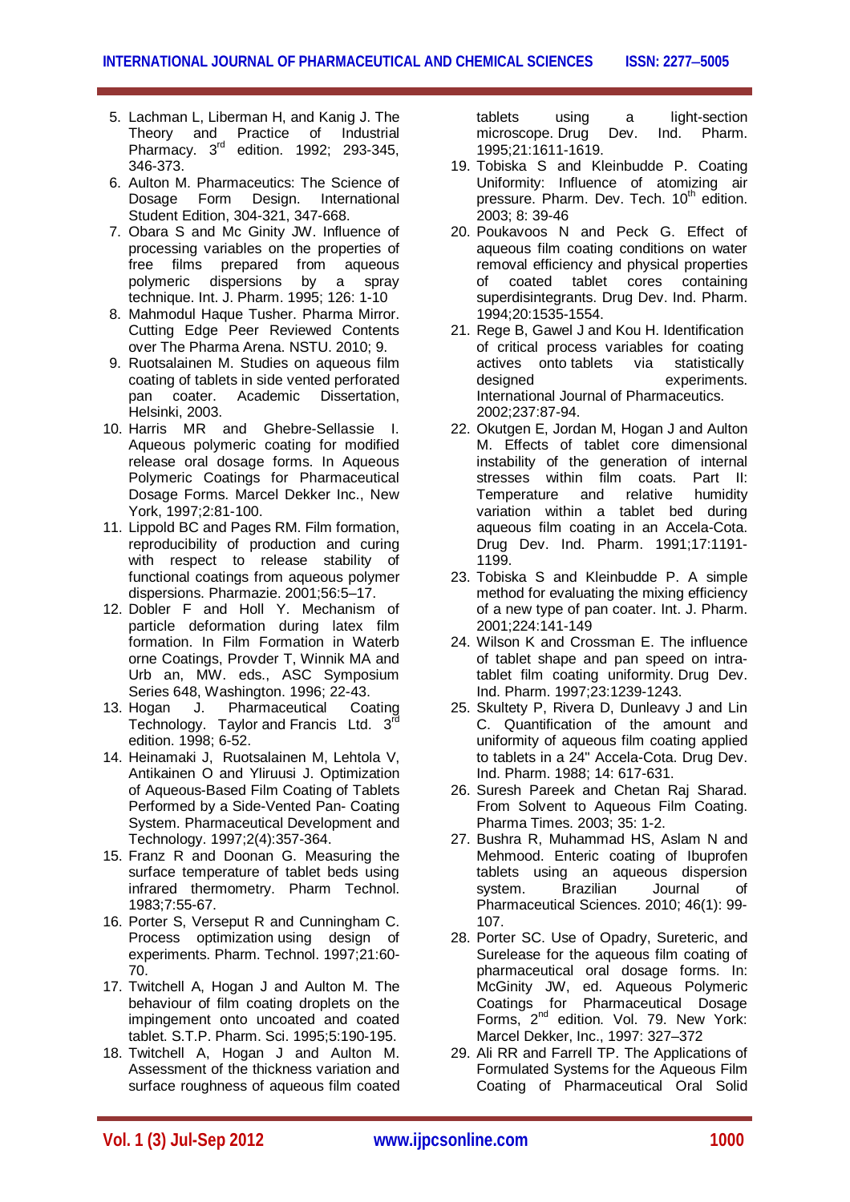5. Lachman L, Liberman H, and Kanig J. The Theory and Practice of Industrial Pharmacy. 3rd edition. 1992; 293-345, 346-373.
6. Aulton M. Pharmaceutics: The Science of Dosage Form Design. International Student Edition, 304-321, 347-668.
7. Obara S and Mc Ginity JW. Influence of processing variables on the properties of free films prepared from aqueous polymeric dispersions by a spray technique. Int. J. Pharm. 1995; 126: 1-10
8. Mahmodul Haque Tusher. Pharma Mirror. Cutting Edge Peer Reviewed Contents over The Pharma Arena. NSTU. 2010; 9.
9. Ruotsalainen M. Studies on aqueous film coating of tablets in side vented perforated pan coater. Academic Dissertation, Helsinki, 2003.
10. Harris MR and Ghebre-Sellassie I. Aqueous polymeric coating for modified release oral dosage forms. In Aqueous Polymeric Coatings for Pharmaceutical Dosage Forms. Marcel Dekker Inc., New York, 1997;2:81-100.
11. Lippold BC and Pages RM. Film formation, reproducibility of production and curing with respect to release stability of functional coatings from aqueous polymer dispersions. Pharmazie. 2001;56:5–17.
12. Dobler F and Holl Y. Mechanism of particle deformation during latex film formation. In Film Formation in Waterb orne Coatings, Provder T, Winnik MA and Urb an, MW. eds., ASC Symposium Series 648, Washington. 1996; 22-43.
13. Hogan J. Pharmaceutical Coating Technology. Taylor and Francis Ltd. 3rd edition. 1998; 6-52.
14. Heinamaki J, Ruotsalainen M, Lehtola V, Antikainen O and Yliruusi J. Optimization of Aqueous-Based Film Coating of Tablets Performed by a Side-Vented Pan- Coating System. Pharmaceutical Development and Technology. 1997;2(4):357-364.
15. Franz R and Doonan G. Measuring the surface temperature of tablet beds using infrared thermometry. Pharm Technol. 1983;7:55-67.
16. Porter S, Verseput R and Cunningham C. Process optimization using design of experiments. Pharm. Technol. 1997;21:60-70.
17. Twitchell A, Hogan J and Aulton M. The behaviour of film coating droplets on the impingement onto uncoated and coated tablet. S.T.P. Pharm. Sci. 1995;5:190-195.
18. Twitchell A, Hogan J and Aulton M. Assessment of the thickness variation and surface roughness of aqueous film coated tablets using a light-section microscope. Drug Dev. Ind. Pharm. 1995;21:1611-1619.
19. Tobiska S and Kleinbudde P. Coating Uniformity: Influence of atomizing air pressure. Pharm. Dev. Tech. 10th edition. 2003; 8: 39-46
20. Poukavoos N and Peck G. Effect of aqueous film coating conditions on water removal efficiency and physical properties of coated tablet cores containing superdisintegrants. Drug Dev. Ind. Pharm. 1994;20:1535-1554.
21. Rege B, Gawel J and Kou H. Identification of critical process variables for coating actives onto tablets via statistically designed experiments. International Journal of Pharmaceutics. 2002;237:87-94.
22. Okutgen E, Jordan M, Hogan J and Aulton M. Effects of tablet core dimensional instability of the generation of internal stresses within film coats. Part II: Temperature and relative humidity variation within a tablet bed during aqueous film coating in an Accela-Cota. Drug Dev. Ind. Pharm. 1991;17:1191-1199.
23. Tobiska S and Kleinbudde P. A simple method for evaluating the mixing efficiency of a new type of pan coater. Int. J. Pharm. 2001;224:141-149
24. Wilson K and Crossman E. The influence of tablet shape and pan speed on intra-tablet film coating uniformity. Drug Dev. Ind. Pharm. 1997;23:1239-1243.
25. Skultety P, Rivera D, Dunleavy J and Lin C. Quantification of the amount and uniformity of aqueous film coating applied to tablets in a 24" Accela-Cota. Drug Dev. Ind. Pharm. 1988; 14: 617-631.
26. Suresh Pareek and Chetan Raj Sharad. From Solvent to Aqueous Film Coating. Pharma Times. 2003; 35: 1-2.
27. Bushra R, Muhammad HS, Aslam N and Mehmood. Enteric coating of Ibuprofen tablets using an aqueous dispersion system. Brazilian Journal of Pharmaceutical Sciences. 2010; 46(1): 99-107.
28. Porter SC. Use of Opadry, Sureteric, and Surelease for the aqueous film coating of pharmaceutical oral dosage forms. In: McGinity JW, ed. Aqueous Polymeric Coatings for Pharmaceutical Dosage Forms, 2nd edition. Vol. 79. New York: Marcel Dekker, Inc., 1997: 327–372
29. Ali RR and Farrell TP. The Applications of Formulated Systems for the Aqueous Film Coating of Pharmaceutical Oral Solid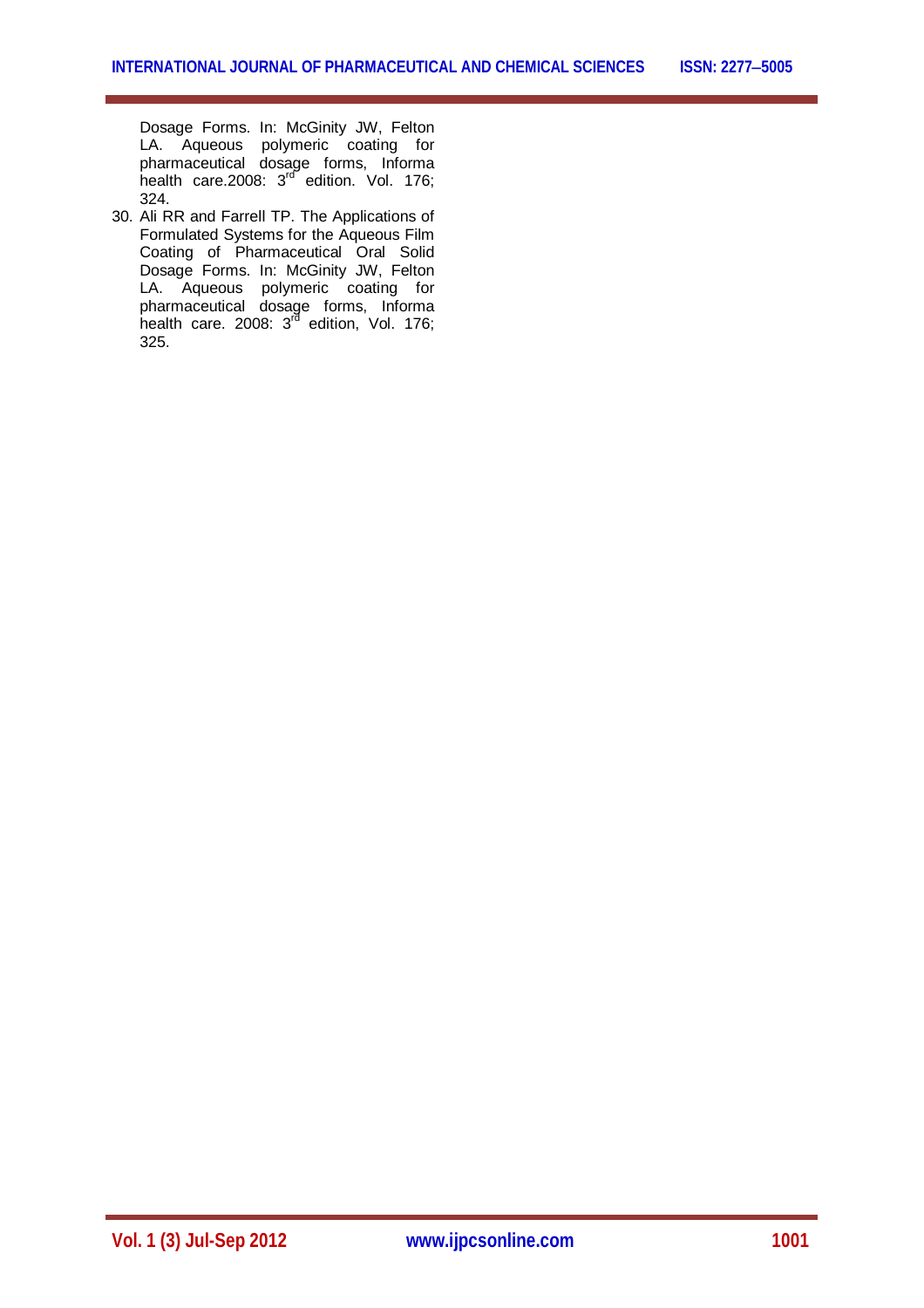Dosage Forms. In: McGinity JW, Felton LA. Aqueous polymeric coating for pharmaceutical dosage forms, Informa health care.2008: 3rd edition. Vol. 176; 324.

30. Ali RR and Farrell TP. The Applications of Formulated Systems for the Aqueous Film Coating of Pharmaceutical Oral Solid Dosage Forms. In: McGinity JW, Felton LA. Aqueous polymeric coating for pharmaceutical dosage forms, Informa health care. 2008: 3rd edition, Vol. 176; 325.